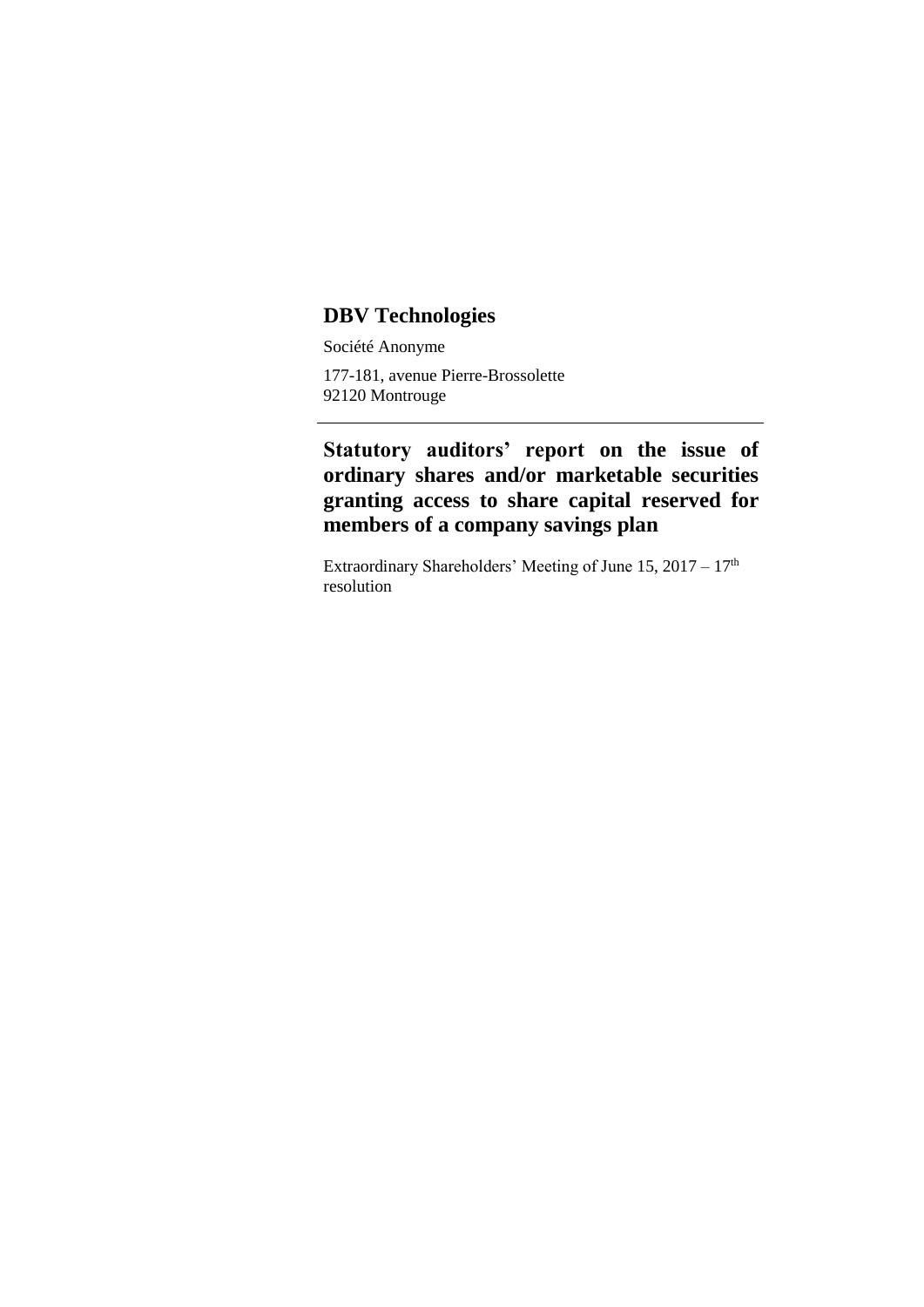# DBV Technologies

Société Anonyme

177-181, avenue Pierre-Brossolette
92120 Montrouge

## Statutory auditors' report on the issue of ordinary shares and/or marketable securities granting access to share capital reserved for members of a company savings plan

Extraordinary Shareholders' Meeting of June 15, 2017 – 17th resolution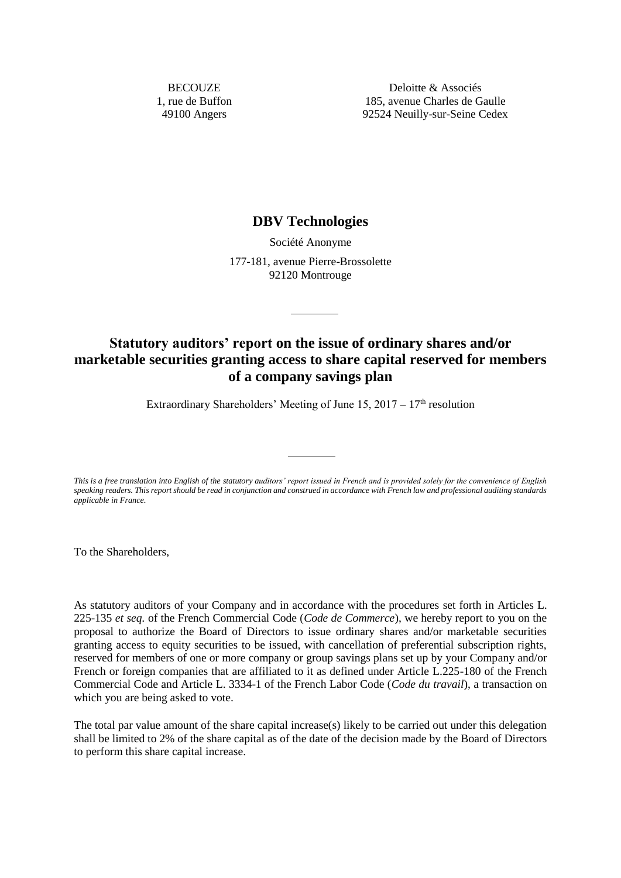BECOUZE
1, rue de Buffon
49100 Angers

Deloitte & Associés
185, avenue Charles de Gaulle
92524 Neuilly-sur-Seine Cedex

## DBV Technologies

Société Anonyme

177-181, avenue Pierre-Brossolette
92120 Montrouge

---

# Statutory auditors' report on the issue of ordinary shares and/or marketable securities granting access to share capital reserved for members of a company savings plan

Extraordinary Shareholders' Meeting of June 15, 2017 – 17th resolution

---

*This is a free translation into English of the statutory auditors' report issued in French and is provided solely for the convenience of English speaking readers. This report should be read in conjunction and construed in accordance with French law and professional auditing standards applicable in France.*

To the Shareholders,

As statutory auditors of your Company and in accordance with the procedures set forth in Articles L. 225-135 *et seq.* of the French Commercial Code (*Code de Commerce*), we hereby report to you on the proposal to authorize the Board of Directors to issue ordinary shares and/or marketable securities granting access to equity securities to be issued, with cancellation of preferential subscription rights, reserved for members of one or more company or group savings plans set up by your Company and/or French or foreign companies that are affiliated to it as defined under Article L.225-180 of the French Commercial Code and Article L. 3334-1 of the French Labor Code (*Code du travail*), a transaction on which you are being asked to vote.

The total par value amount of the share capital increase(s) likely to be carried out under this delegation shall be limited to 2% of the share capital as of the date of the decision made by the Board of Directors to perform this share capital increase.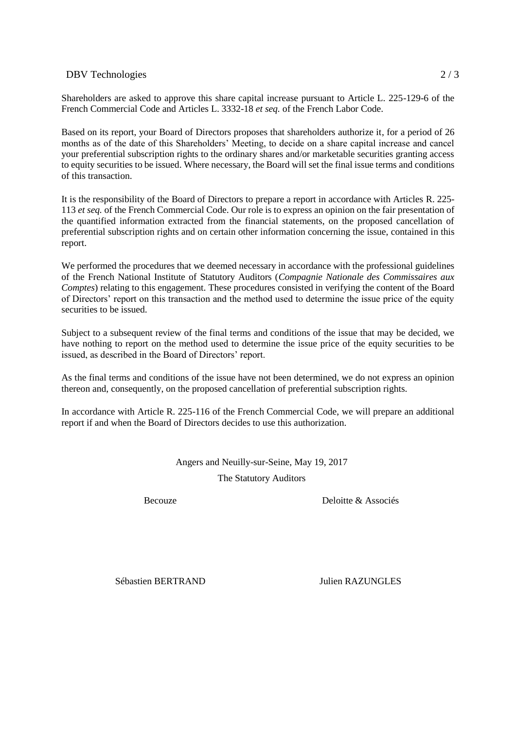Shareholders are asked to approve this share capital increase pursuant to Article L. 225-129-6 of the French Commercial Code and Articles L. 3332-18 *et seq.* of the French Labor Code.

Based on its report, your Board of Directors proposes that shareholders authorize it, for a period of 26 months as of the date of this Shareholders' Meeting, to decide on a share capital increase and cancel your preferential subscription rights to the ordinary shares and/or marketable securities granting access to equity securities to be issued. Where necessary, the Board will set the final issue terms and conditions of this transaction.

It is the responsibility of the Board of Directors to prepare a report in accordance with Articles R. 225-113 *et seq.* of the French Commercial Code. Our role is to express an opinion on the fair presentation of the quantified information extracted from the financial statements, on the proposed cancellation of preferential subscription rights and on certain other information concerning the issue, contained in this report.

We performed the procedures that we deemed necessary in accordance with the professional guidelines of the French National Institute of Statutory Auditors (*Compagnie Nationale des Commissaires aux Comptes*) relating to this engagement. These procedures consisted in verifying the content of the Board of Directors' report on this transaction and the method used to determine the issue price of the equity securities to be issued.

Subject to a subsequent review of the final terms and conditions of the issue that may be decided, we have nothing to report on the method used to determine the issue price of the equity securities to be issued, as described in the Board of Directors' report.

As the final terms and conditions of the issue have not been determined, we do not express an opinion thereon and, consequently, on the proposed cancellation of preferential subscription rights.

In accordance with Article R. 225-116 of the French Commercial Code, we will prepare an additional report if and when the Board of Directors decides to use this authorization.

Angers and Neuilly-sur-Seine, May 19, 2017

The Statutory Auditors

Becouze

Deloitte & Associés

Sébastien BERTRAND

Julien RAZUNGLES